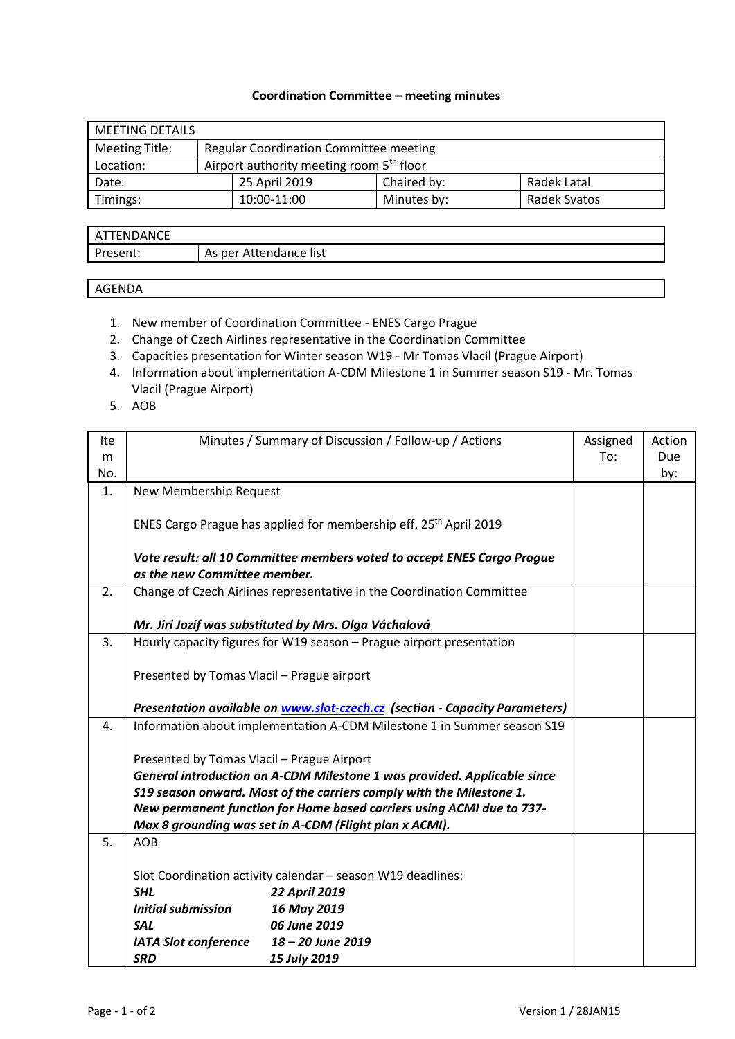### Coordination Committee – meeting minutes

| MEETING DETAILS | | | |
|---|---|---|---|
| Meeting Title: | Regular Coordination Committee meeting | | |
| Location: | Airport authority meeting room 5th floor | | |
| Date: | 25 April 2019 | Chaired by: | Radek Latal |
| Timings: | 10:00-11:00 | Minutes by: | Radek Svatos |

| ATTENDANCE | |
|---|---|
| Present: | As per Attendance list |

AGENDA

1. New member of Coordination Committee - ENES Cargo Prague
2. Change of Czech Airlines representative in the Coordination Committee
3. Capacities presentation for Winter season W19 - Mr Tomas Vlacil (Prague Airport)
4. Information about implementation A-CDM Milestone 1 in Summer season S19 - Mr. Tomas Vlacil (Prague Airport)
5. AOB

| Item No. | Minutes / Summary of Discussion / Follow-up / Actions | Assigned To: | Action Due by: |
|---|---|---|---|
| 1. | New Membership Request<br><br>ENES Cargo Prague has applied for membership eff. 25th April 2019<br><br>***Vote result: all 10 Committee members voted to accept ENES Cargo Prague as the new Committee member.*** | | |
| 2. | Change of Czech Airlines representative in the Coordination Committee<br><br>***Mr. Jiri Jozif was substituted by Mrs. Olga Váchalová*** | | |
| 3. | Hourly capacity figures for W19 season – Prague airport presentation<br><br>Presented by Tomas Vlacil – Prague airport<br><br>***Presentation available on www.slot-czech.cz (section - Capacity Parameters)*** | | |
| 4. | Information about implementation A-CDM Milestone 1 in Summer season S19<br><br>Presented by Tomas Vlacil – Prague Airport<br>***General introduction on A-CDM Milestone 1 was provided. Applicable since S19 season onward. Most of the carriers comply with the Milestone 1.***<br>***New permanent function for Home based carriers using ACMI due to 737-Max 8 grounding was set in A-CDM (Flight plan x ACMI).*** | | |
| 5. | AOB<br><br>Slot Coordination activity calendar – season W19 deadlines:<br>***SHL*** ***22 April 2019***<br>***Initial submission*** ***16 May 2019***<br>***SAL*** ***06 June 2019***<br>***IATA Slot conference*** ***18 – 20 June 2019***<br>***SRD*** ***15 July 2019*** | | |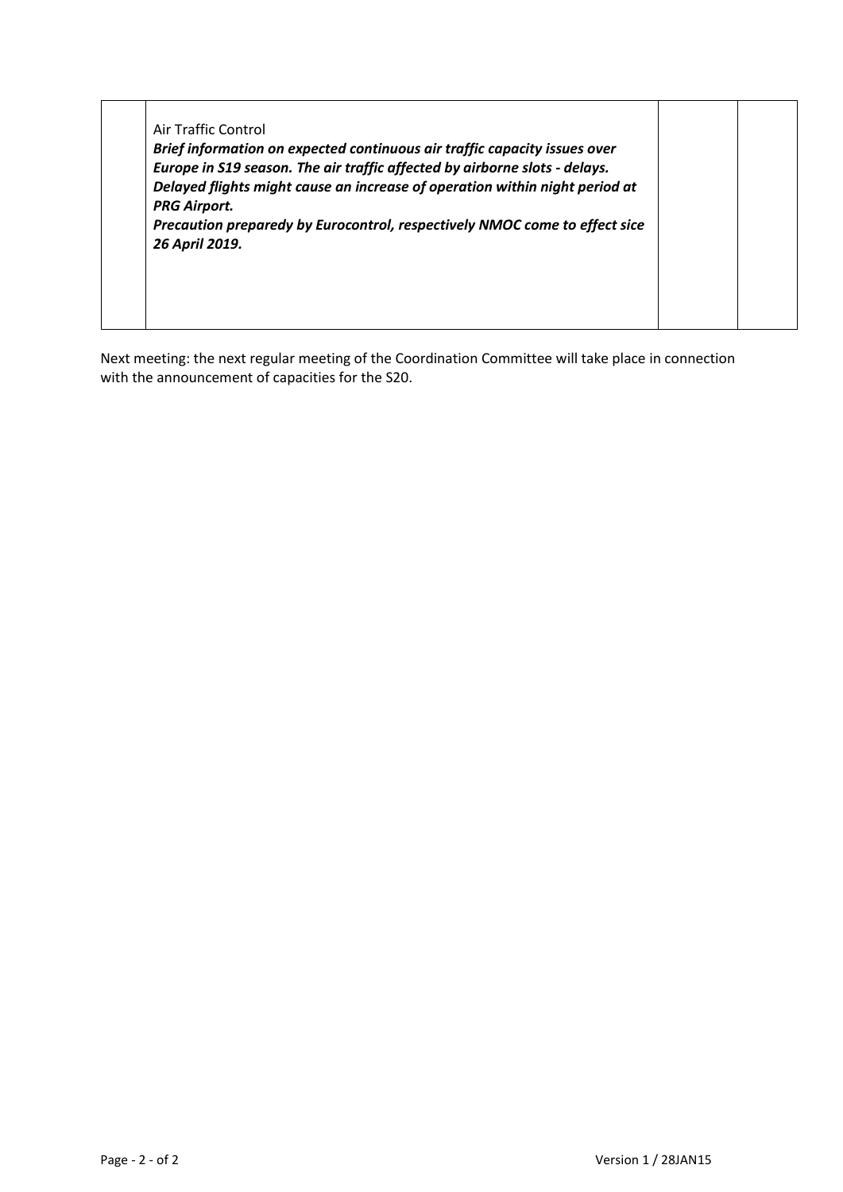| | | | |
|---|---|---|---|
| | Air Traffic Control<br>***Brief information on expected continuous air traffic capacity issues over Europe in S19 season. The air traffic affected by airborne slots - delays. Delayed flights might cause an increase of operation within night period at PRG Airport.***<br>***Precaution preparedy by Eurocontrol, respectively NMOC come to effect sice 26 April 2019.*** | | |

Next meeting: the next regular meeting of the Coordination Committee will take place in connection with the announcement of capacities for the S20.